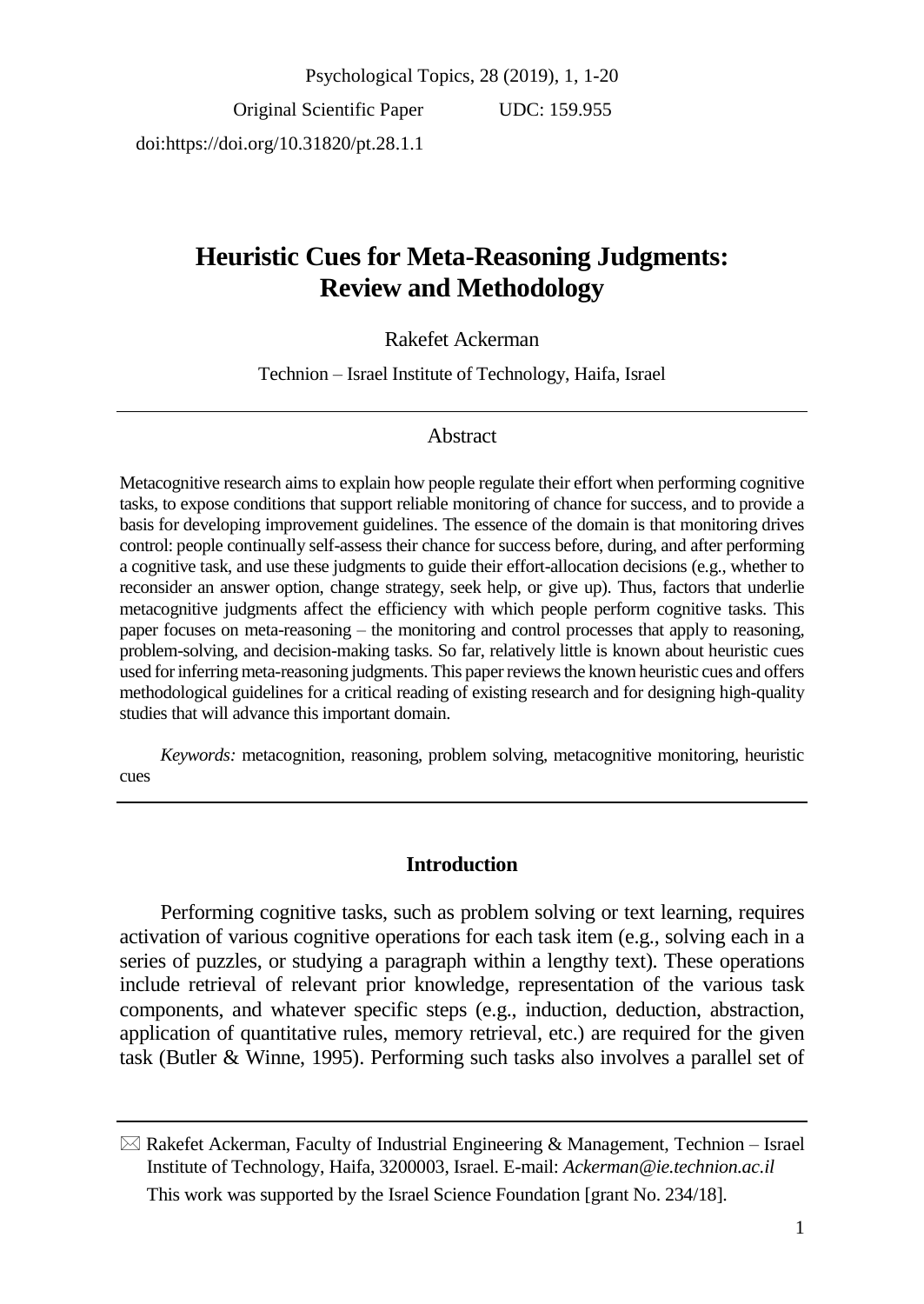Psychological Topics, 28 (2019), 1, 1-20

Original Scientific Paper UDC: 159.955

doi:https://doi.org/10.31820/pt.28.1.1

# Heuristic Cues for Meta-Reasoning Judgments: Review and Methodology

Rakefet Ackerman

Technion – Israel Institute of Technology, Haifa, Israel

## Abstract

Metacognitive research aims to explain how people regulate their effort when performing cognitive tasks, to expose conditions that support reliable monitoring of chance for success, and to provide a basis for developing improvement guidelines. The essence of the domain is that monitoring drives control: people continually self-assess their chance for success before, during, and after performing a cognitive task, and use these judgments to guide their effort-allocation decisions (e.g., whether to reconsider an answer option, change strategy, seek help, or give up). Thus, factors that underlie metacognitive judgments affect the efficiency with which people perform cognitive tasks. This paper focuses on meta-reasoning – the monitoring and control processes that apply to reasoning, problem-solving, and decision-making tasks. So far, relatively little is known about heuristic cues used for inferring meta-reasoning judgments. This paper reviews the known heuristic cues and offers methodological guidelines for a critical reading of existing research and for designing high-quality studies that will advance this important domain.

*Keywords:* metacognition, reasoning, problem solving, metacognitive monitoring, heuristic cues

## Introduction

Performing cognitive tasks, such as problem solving or text learning, requires activation of various cognitive operations for each task item (e.g., solving each in a series of puzzles, or studying a paragraph within a lengthy text). These operations include retrieval of relevant prior knowledge, representation of the various task components, and whatever specific steps (e.g., induction, deduction, abstraction, application of quantitative rules, memory retrieval, etc.) are required for the given task (Butler & Winne, 1995). Performing such tasks also involves a parallel set of

---

✉ Rakefet Ackerman, Faculty of Industrial Engineering & Management, Technion – Israel Institute of Technology, Haifa, 3200003, Israel. E-mail: *Ackerman@ie.technion.ac.il*

This work was supported by the Israel Science Foundation [grant No. 234/18].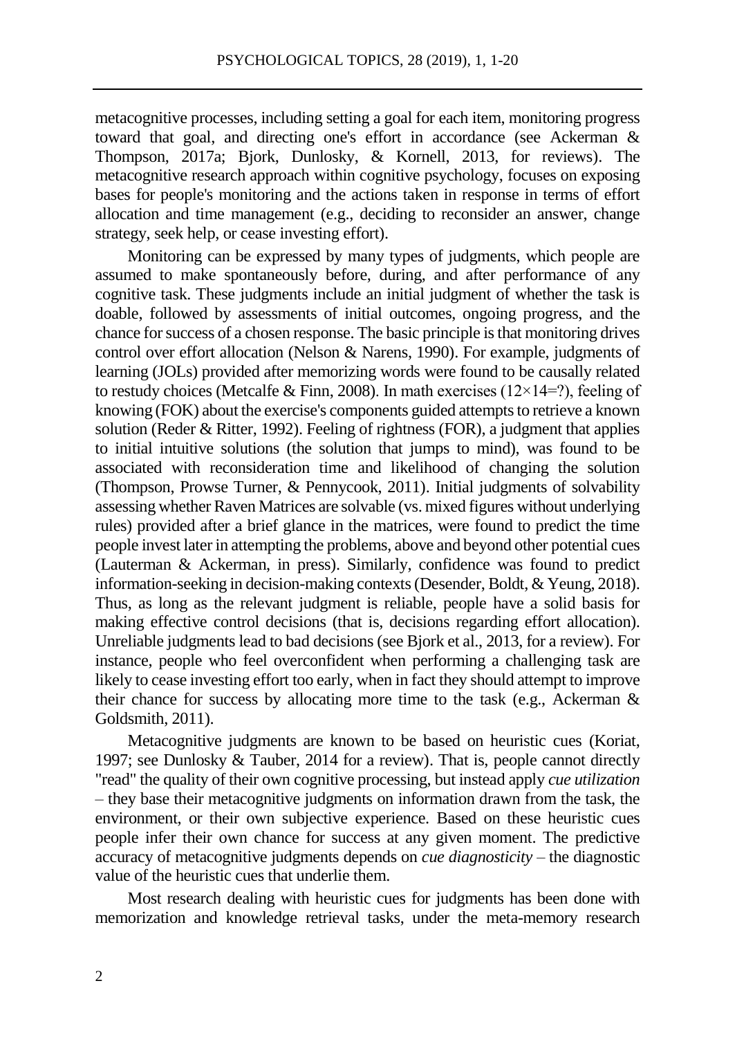metacognitive processes, including setting a goal for each item, monitoring progress toward that goal, and directing one's effort in accordance (see Ackerman & Thompson, 2017a; Bjork, Dunlosky, & Kornell, 2013, for reviews). The metacognitive research approach within cognitive psychology, focuses on exposing bases for people's monitoring and the actions taken in response in terms of effort allocation and time management (e.g., deciding to reconsider an answer, change strategy, seek help, or cease investing effort).

Monitoring can be expressed by many types of judgments, which people are assumed to make spontaneously before, during, and after performance of any cognitive task. These judgments include an initial judgment of whether the task is doable, followed by assessments of initial outcomes, ongoing progress, and the chance for success of a chosen response. The basic principle is that monitoring drives control over effort allocation (Nelson & Narens, 1990). For example, judgments of learning (JOLs) provided after memorizing words were found to be causally related to restudy choices (Metcalfe & Finn, 2008). In math exercises ($12 \times 14 = ?$), feeling of knowing (FOK) about the exercise's components guided attempts to retrieve a known solution (Reder & Ritter, 1992). Feeling of rightness (FOR), a judgment that applies to initial intuitive solutions (the solution that jumps to mind), was found to be associated with reconsideration time and likelihood of changing the solution (Thompson, Prowse Turner, & Pennycook, 2011). Initial judgments of solvability assessing whether Raven Matrices are solvable (vs. mixed figures without underlying rules) provided after a brief glance in the matrices, were found to predict the time people invest later in attempting the problems, above and beyond other potential cues (Lauterman & Ackerman, in press). Similarly, confidence was found to predict information-seeking in decision-making contexts (Desender, Boldt, & Yeung, 2018). Thus, as long as the relevant judgment is reliable, people have a solid basis for making effective control decisions (that is, decisions regarding effort allocation). Unreliable judgments lead to bad decisions (see Bjork et al., 2013, for a review). For instance, people who feel overconfident when performing a challenging task are likely to cease investing effort too early, when in fact they should attempt to improve their chance for success by allocating more time to the task (e.g., Ackerman & Goldsmith, 2011).

Metacognitive judgments are known to be based on heuristic cues (Koriat, 1997; see Dunlosky & Tauber, 2014 for a review). That is, people cannot directly "read" the quality of their own cognitive processing, but instead apply *cue utilization* – they base their metacognitive judgments on information drawn from the task, the environment, or their own subjective experience. Based on these heuristic cues people infer their own chance for success at any given moment. The predictive accuracy of metacognitive judgments depends on *cue diagnosticity* – the diagnostic value of the heuristic cues that underlie them.

Most research dealing with heuristic cues for judgments has been done with memorization and knowledge retrieval tasks, under the meta-memory research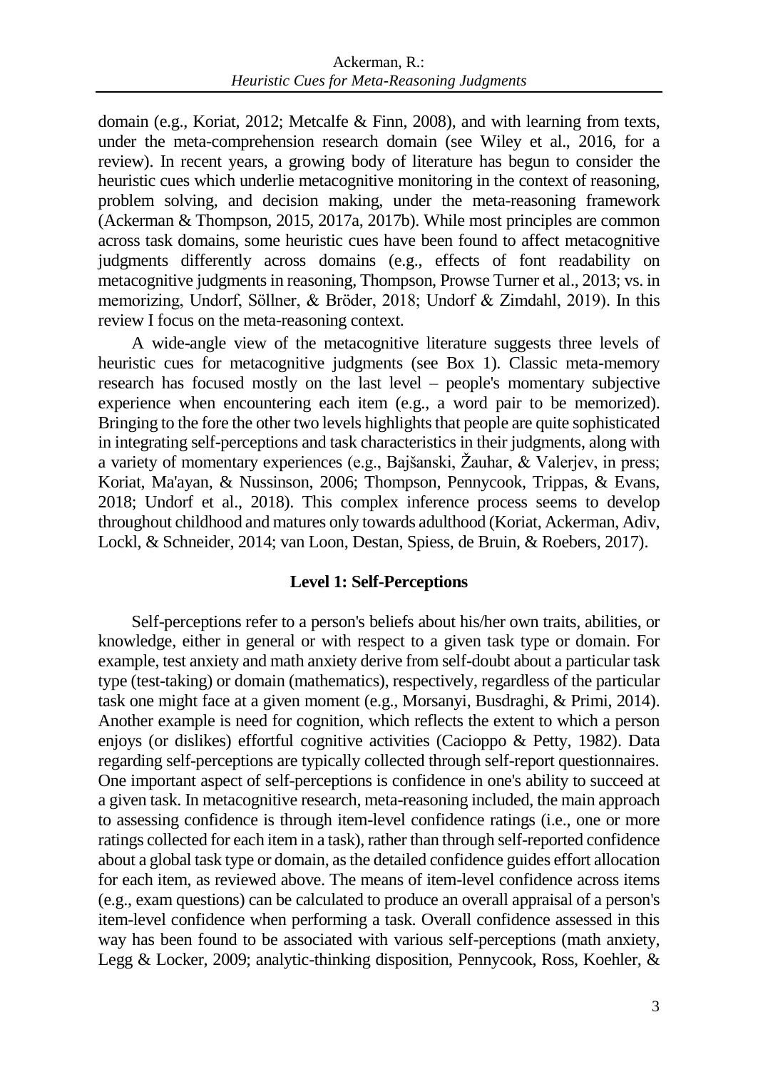domain (e.g., Koriat, 2012; Metcalfe & Finn, 2008), and with learning from texts, under the meta-comprehension research domain (see Wiley et al., 2016, for a review). In recent years, a growing body of literature has begun to consider the heuristic cues which underlie metacognitive monitoring in the context of reasoning, problem solving, and decision making, under the meta-reasoning framework (Ackerman & Thompson, 2015, 2017a, 2017b). While most principles are common across task domains, some heuristic cues have been found to affect metacognitive judgments differently across domains (e.g., effects of font readability on metacognitive judgments in reasoning, Thompson, Prowse Turner et al., 2013; vs. in memorizing, Undorf, Söllner, & Bröder, 2018; Undorf & Zimdahl, 2019). In this review I focus on the meta-reasoning context.

A wide-angle view of the metacognitive literature suggests three levels of heuristic cues for metacognitive judgments (see Box 1). Classic meta-memory research has focused mostly on the last level – people's momentary subjective experience when encountering each item (e.g., a word pair to be memorized). Bringing to the fore the other two levels highlights that people are quite sophisticated in integrating self-perceptions and task characteristics in their judgments, along with a variety of momentary experiences (e.g., Bajšanski, Žauhar, & Valerjev, in press; Koriat, Ma'ayan, & Nussinson, 2006; Thompson, Pennycook, Trippas, & Evans, 2018; Undorf et al., 2018). This complex inference process seems to develop throughout childhood and matures only towards adulthood (Koriat, Ackerman, Adiv, Lockl, & Schneider, 2014; van Loon, Destan, Spiess, de Bruin, & Roebers, 2017).

## Level 1: Self-Perceptions

Self-perceptions refer to a person's beliefs about his/her own traits, abilities, or knowledge, either in general or with respect to a given task type or domain. For example, test anxiety and math anxiety derive from self-doubt about a particular task type (test-taking) or domain (mathematics), respectively, regardless of the particular task one might face at a given moment (e.g., Morsanyi, Busdraghi, & Primi, 2014). Another example is need for cognition, which reflects the extent to which a person enjoys (or dislikes) effortful cognitive activities (Cacioppo & Petty, 1982). Data regarding self-perceptions are typically collected through self-report questionnaires. One important aspect of self-perceptions is confidence in one's ability to succeed at a given task. In metacognitive research, meta-reasoning included, the main approach to assessing confidence is through item-level confidence ratings (i.e., one or more ratings collected for each item in a task), rather than through self-reported confidence about a global task type or domain, as the detailed confidence guides effort allocation for each item, as reviewed above. The means of item-level confidence across items (e.g., exam questions) can be calculated to produce an overall appraisal of a person's item-level confidence when performing a task. Overall confidence assessed in this way has been found to be associated with various self-perceptions (math anxiety, Legg & Locker, 2009; analytic-thinking disposition, Pennycook, Ross, Koehler, &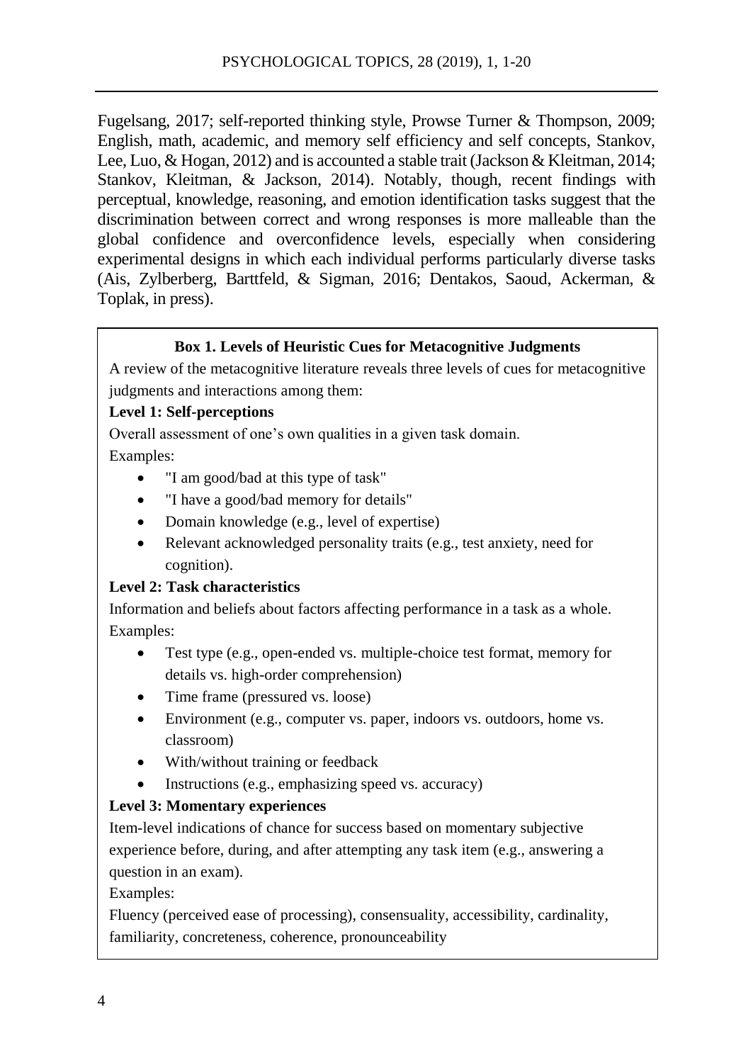Fugelsang, 2017; self-reported thinking style, Prowse Turner & Thompson, 2009; English, math, academic, and memory self efficiency and self concepts, Stankov, Lee, Luo, & Hogan, 2012) and is accounted a stable trait (Jackson & Kleitman, 2014; Stankov, Kleitman, & Jackson, 2014). Notably, though, recent findings with perceptual, knowledge, reasoning, and emotion identification tasks suggest that the discrimination between correct and wrong responses is more malleable than the global confidence and overconfidence levels, especially when considering experimental designs in which each individual performs particularly diverse tasks (Ais, Zylberberg, Barttfeld, & Sigman, 2016; Dentakos, Saoud, Ackerman, & Toplak, in press).

**Box 1. Levels of Heuristic Cues for Metacognitive Judgments**

A review of the metacognitive literature reveals three levels of cues for metacognitive judgments and interactions among them:

**Level 1: Self-perceptions**

Overall assessment of one's own qualities in a given task domain.

Examples:

- "I am good/bad at this type of task"
- "I have a good/bad memory for details"
- Domain knowledge (e.g., level of expertise)
- Relevant acknowledged personality traits (e.g., test anxiety, need for cognition).

**Level 2: Task characteristics**

Information and beliefs about factors affecting performance in a task as a whole.

Examples:

- Test type (e.g., open-ended vs. multiple-choice test format, memory for details vs. high-order comprehension)
- Time frame (pressured vs. loose)
- Environment (e.g., computer vs. paper, indoors vs. outdoors, home vs. classroom)
- With/without training or feedback
- Instructions (e.g., emphasizing speed vs. accuracy)

**Level 3: Momentary experiences**

Item-level indications of chance for success based on momentary subjective experience before, during, and after attempting any task item (e.g., answering a question in an exam).

Examples:

Fluency (perceived ease of processing), consensuality, accessibility, cardinality, familiarity, concreteness, coherence, pronounceability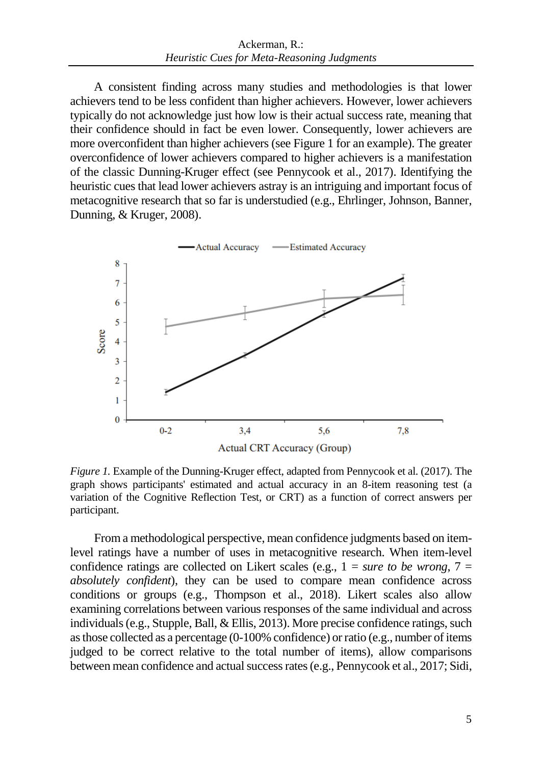A consistent finding across many studies and methodologies is that lower achievers tend to be less confident than higher achievers. However, lower achievers typically do not acknowledge just how low is their actual success rate, meaning that their confidence should in fact be even lower. Consequently, lower achievers are more overconfident than higher achievers (see Figure 1 for an example). The greater overconfidence of lower achievers compared to higher achievers is a manifestation of the classic Dunning-Kruger effect (see Pennycook et al., 2017). Identifying the heuristic cues that lead lower achievers astray is an intriguing and important focus of metacognitive research that so far is understudied (e.g., Ehrlinger, Johnson, Banner, Dunning, & Kruger, 2008).

*Figure 1.* Example of the Dunning-Kruger effect, adapted from Pennycook et al. (2017). The graph shows participants' estimated and actual accuracy in an 8-item reasoning test (a variation of the Cognitive Reflection Test, or CRT) as a function of correct answers per participant.

From a methodological perspective, mean confidence judgments based on item-level ratings have a number of uses in metacognitive research. When item-level confidence ratings are collected on Likert scales (e.g., 1 = *sure to be wrong*, 7 = *absolutely confident*), they can be used to compare mean confidence across conditions or groups (e.g., Thompson et al., 2018). Likert scales also allow examining correlations between various responses of the same individual and across individuals (e.g., Stupple, Ball, & Ellis, 2013). More precise confidence ratings, such as those collected as a percentage (0-100% confidence) or ratio (e.g., number of items judged to be correct relative to the total number of items), allow comparisons between mean confidence and actual success rates (e.g., Pennycook et al., 2017; Sidi,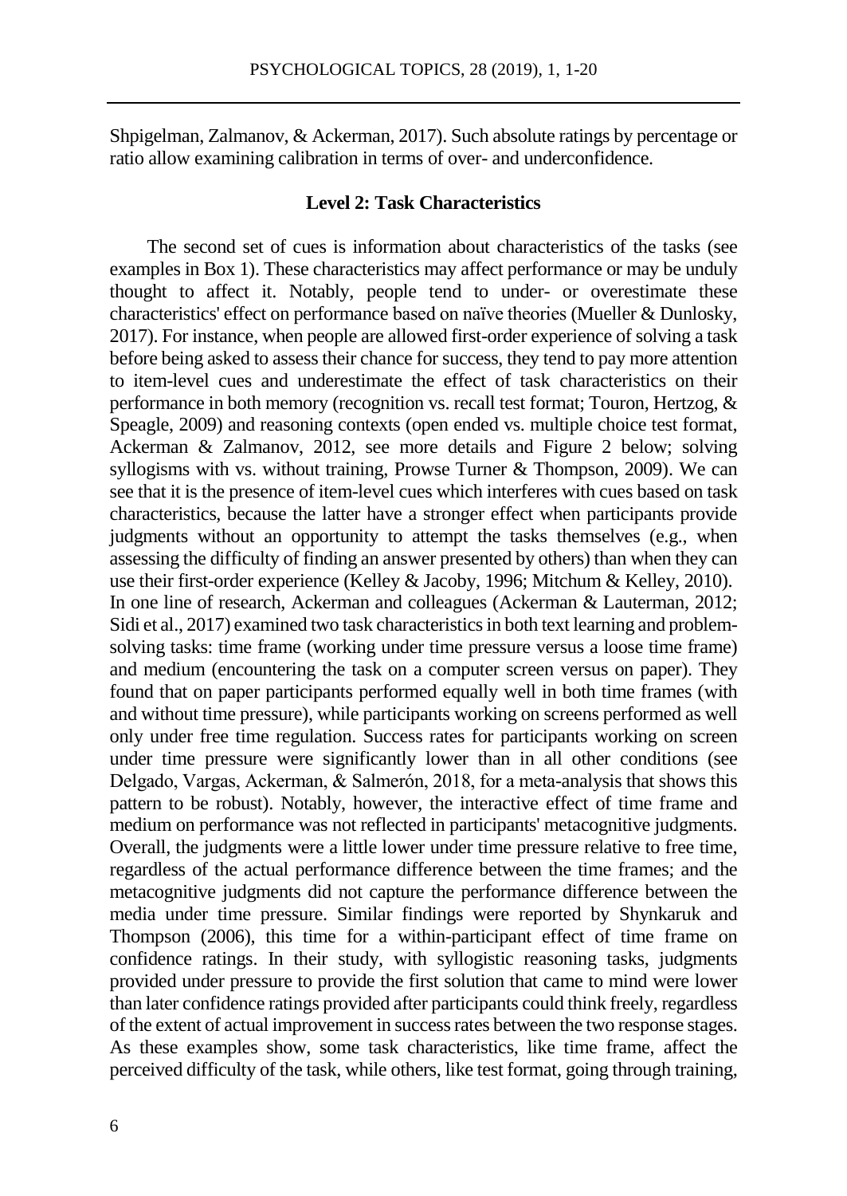Shpigelman, Zalmanov, & Ackerman, 2017). Such absolute ratings by percentage or ratio allow examining calibration in terms of over- and underconfidence.

### Level 2: Task Characteristics

The second set of cues is information about characteristics of the tasks (see examples in Box 1). These characteristics may affect performance or may be unduly thought to affect it. Notably, people tend to under- or overestimate these characteristics' effect on performance based on naïve theories (Mueller & Dunlosky, 2017). For instance, when people are allowed first-order experience of solving a task before being asked to assess their chance for success, they tend to pay more attention to item-level cues and underestimate the effect of task characteristics on their performance in both memory (recognition vs. recall test format; Touron, Hertzog, & Speagle, 2009) and reasoning contexts (open ended vs. multiple choice test format, Ackerman & Zalmanov, 2012, see more details and Figure 2 below; solving syllogisms with vs. without training, Prowse Turner & Thompson, 2009). We can see that it is the presence of item-level cues which interferes with cues based on task characteristics, because the latter have a stronger effect when participants provide judgments without an opportunity to attempt the tasks themselves (e.g., when assessing the difficulty of finding an answer presented by others) than when they can use their first-order experience (Kelley & Jacoby, 1996; Mitchum & Kelley, 2010). In one line of research, Ackerman and colleagues (Ackerman & Lauterman, 2012; Sidi et al., 2017) examined two task characteristics in both text learning and problem-solving tasks: time frame (working under time pressure versus a loose time frame) and medium (encountering the task on a computer screen versus on paper). They found that on paper participants performed equally well in both time frames (with and without time pressure), while participants working on screens performed as well only under free time regulation. Success rates for participants working on screen under time pressure were significantly lower than in all other conditions (see Delgado, Vargas, Ackerman, & Salmerón, 2018, for a meta-analysis that shows this pattern to be robust). Notably, however, the interactive effect of time frame and medium on performance was not reflected in participants' metacognitive judgments. Overall, the judgments were a little lower under time pressure relative to free time, regardless of the actual performance difference between the time frames; and the metacognitive judgments did not capture the performance difference between the media under time pressure. Similar findings were reported by Shynkaruk and Thompson (2006), this time for a within-participant effect of time frame on confidence ratings. In their study, with syllogistic reasoning tasks, judgments provided under pressure to provide the first solution that came to mind were lower than later confidence ratings provided after participants could think freely, regardless of the extent of actual improvement in success rates between the two response stages. As these examples show, some task characteristics, like time frame, affect the perceived difficulty of the task, while others, like test format, going through training,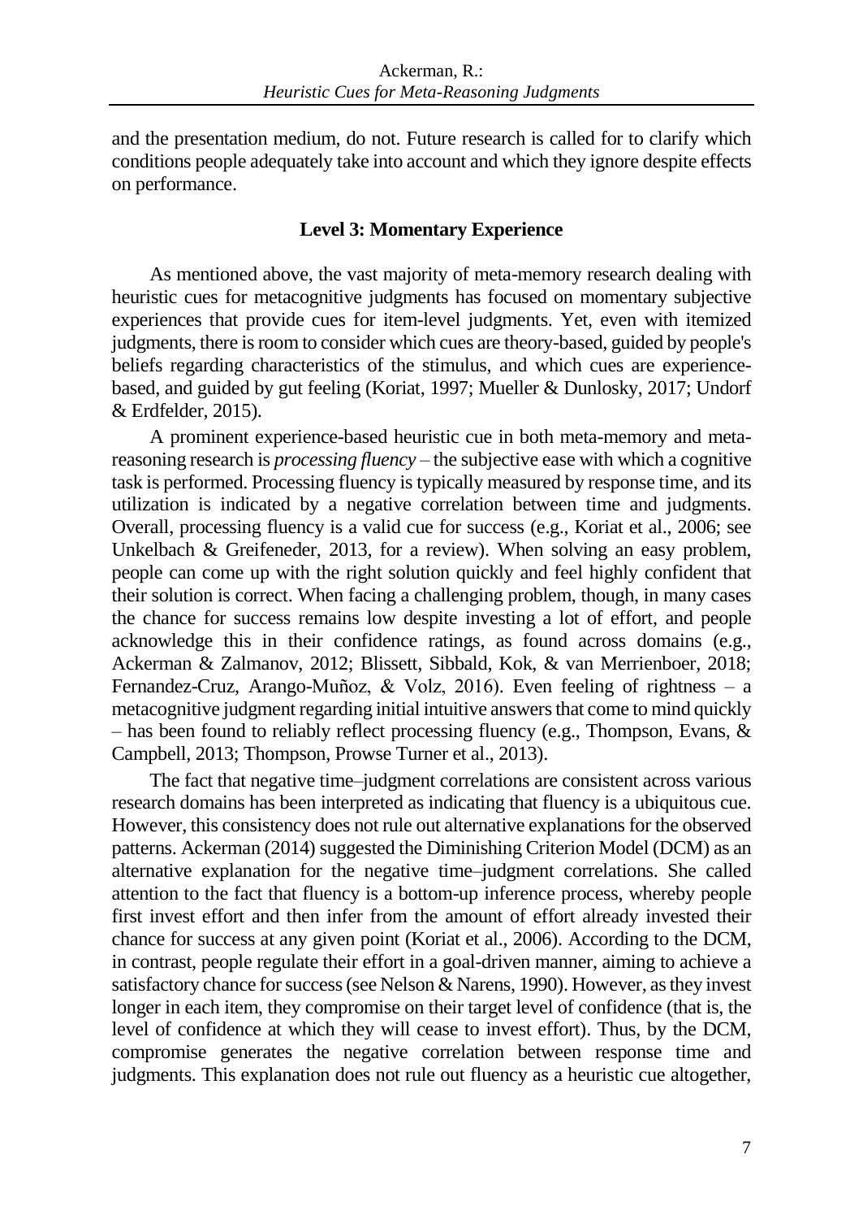and the presentation medium, do not. Future research is called for to clarify which conditions people adequately take into account and which they ignore despite effects on performance.

## Level 3: Momentary Experience

As mentioned above, the vast majority of meta-memory research dealing with heuristic cues for metacognitive judgments has focused on momentary subjective experiences that provide cues for item-level judgments. Yet, even with itemized judgments, there is room to consider which cues are theory-based, guided by people's beliefs regarding characteristics of the stimulus, and which cues are experience-based, and guided by gut feeling (Koriat, 1997; Mueller & Dunlosky, 2017; Undorf & Erdfelder, 2015).

A prominent experience-based heuristic cue in both meta-memory and meta-reasoning research is *processing fluency* – the subjective ease with which a cognitive task is performed. Processing fluency is typically measured by response time, and its utilization is indicated by a negative correlation between time and judgments. Overall, processing fluency is a valid cue for success (e.g., Koriat et al., 2006; see Unkelbach & Greifeneder, 2013, for a review). When solving an easy problem, people can come up with the right solution quickly and feel highly confident that their solution is correct. When facing a challenging problem, though, in many cases the chance for success remains low despite investing a lot of effort, and people acknowledge this in their confidence ratings, as found across domains (e.g., Ackerman & Zalmanov, 2012; Blissett, Sibbald, Kok, & van Merrienboer, 2018; Fernandez-Cruz, Arango-Muñoz, & Volz, 2016). Even feeling of rightness – a metacognitive judgment regarding initial intuitive answers that come to mind quickly – has been found to reliably reflect processing fluency (e.g., Thompson, Evans, & Campbell, 2013; Thompson, Prowse Turner et al., 2013).

The fact that negative time–judgment correlations are consistent across various research domains has been interpreted as indicating that fluency is a ubiquitous cue. However, this consistency does not rule out alternative explanations for the observed patterns. Ackerman (2014) suggested the Diminishing Criterion Model (DCM) as an alternative explanation for the negative time–judgment correlations. She called attention to the fact that fluency is a bottom-up inference process, whereby people first invest effort and then infer from the amount of effort already invested their chance for success at any given point (Koriat et al., 2006). According to the DCM, in contrast, people regulate their effort in a goal-driven manner, aiming to achieve a satisfactory chance for success (see Nelson & Narens, 1990). However, as they invest longer in each item, they compromise on their target level of confidence (that is, the level of confidence at which they will cease to invest effort). Thus, by the DCM, compromise generates the negative correlation between response time and judgments. This explanation does not rule out fluency as a heuristic cue altogether,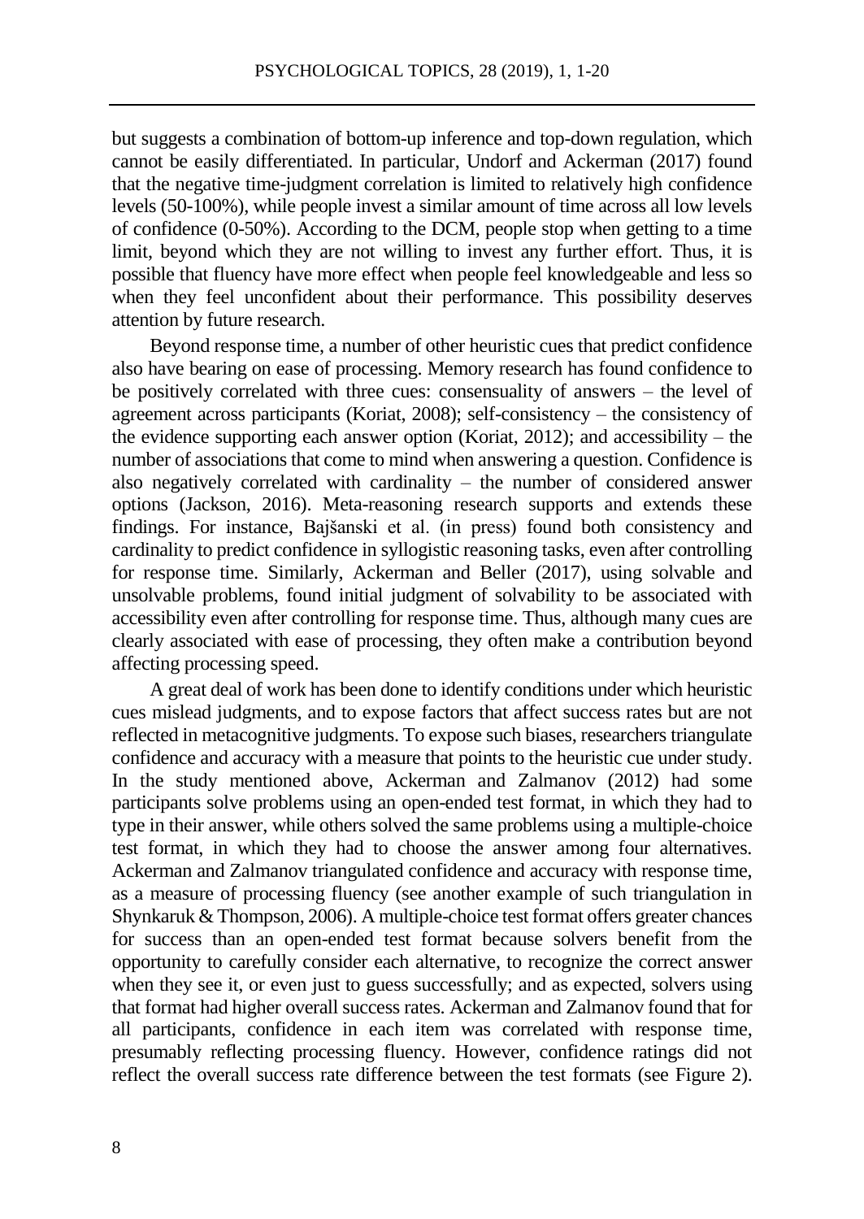but suggests a combination of bottom-up inference and top-down regulation, which cannot be easily differentiated. In particular, Undorf and Ackerman (2017) found that the negative time-judgment correlation is limited to relatively high confidence levels (50-100%), while people invest a similar amount of time across all low levels of confidence (0-50%). According to the DCM, people stop when getting to a time limit, beyond which they are not willing to invest any further effort. Thus, it is possible that fluency have more effect when people feel knowledgeable and less so when they feel unconfident about their performance. This possibility deserves attention by future research.

Beyond response time, a number of other heuristic cues that predict confidence also have bearing on ease of processing. Memory research has found confidence to be positively correlated with three cues: consensuality of answers – the level of agreement across participants (Koriat, 2008); self-consistency – the consistency of the evidence supporting each answer option (Koriat, 2012); and accessibility – the number of associations that come to mind when answering a question. Confidence is also negatively correlated with cardinality – the number of considered answer options (Jackson, 2016). Meta-reasoning research supports and extends these findings. For instance, Bajšanski et al. (in press) found both consistency and cardinality to predict confidence in syllogistic reasoning tasks, even after controlling for response time. Similarly, Ackerman and Beller (2017), using solvable and unsolvable problems, found initial judgment of solvability to be associated with accessibility even after controlling for response time. Thus, although many cues are clearly associated with ease of processing, they often make a contribution beyond affecting processing speed.

A great deal of work has been done to identify conditions under which heuristic cues mislead judgments, and to expose factors that affect success rates but are not reflected in metacognitive judgments. To expose such biases, researchers triangulate confidence and accuracy with a measure that points to the heuristic cue under study. In the study mentioned above, Ackerman and Zalmanov (2012) had some participants solve problems using an open-ended test format, in which they had to type in their answer, while others solved the same problems using a multiple-choice test format, in which they had to choose the answer among four alternatives. Ackerman and Zalmanov triangulated confidence and accuracy with response time, as a measure of processing fluency (see another example of such triangulation in Shynkaruk & Thompson, 2006). A multiple-choice test format offers greater chances for success than an open-ended test format because solvers benefit from the opportunity to carefully consider each alternative, to recognize the correct answer when they see it, or even just to guess successfully; and as expected, solvers using that format had higher overall success rates. Ackerman and Zalmanov found that for all participants, confidence in each item was correlated with response time, presumably reflecting processing fluency. However, confidence ratings did not reflect the overall success rate difference between the test formats (see Figure 2).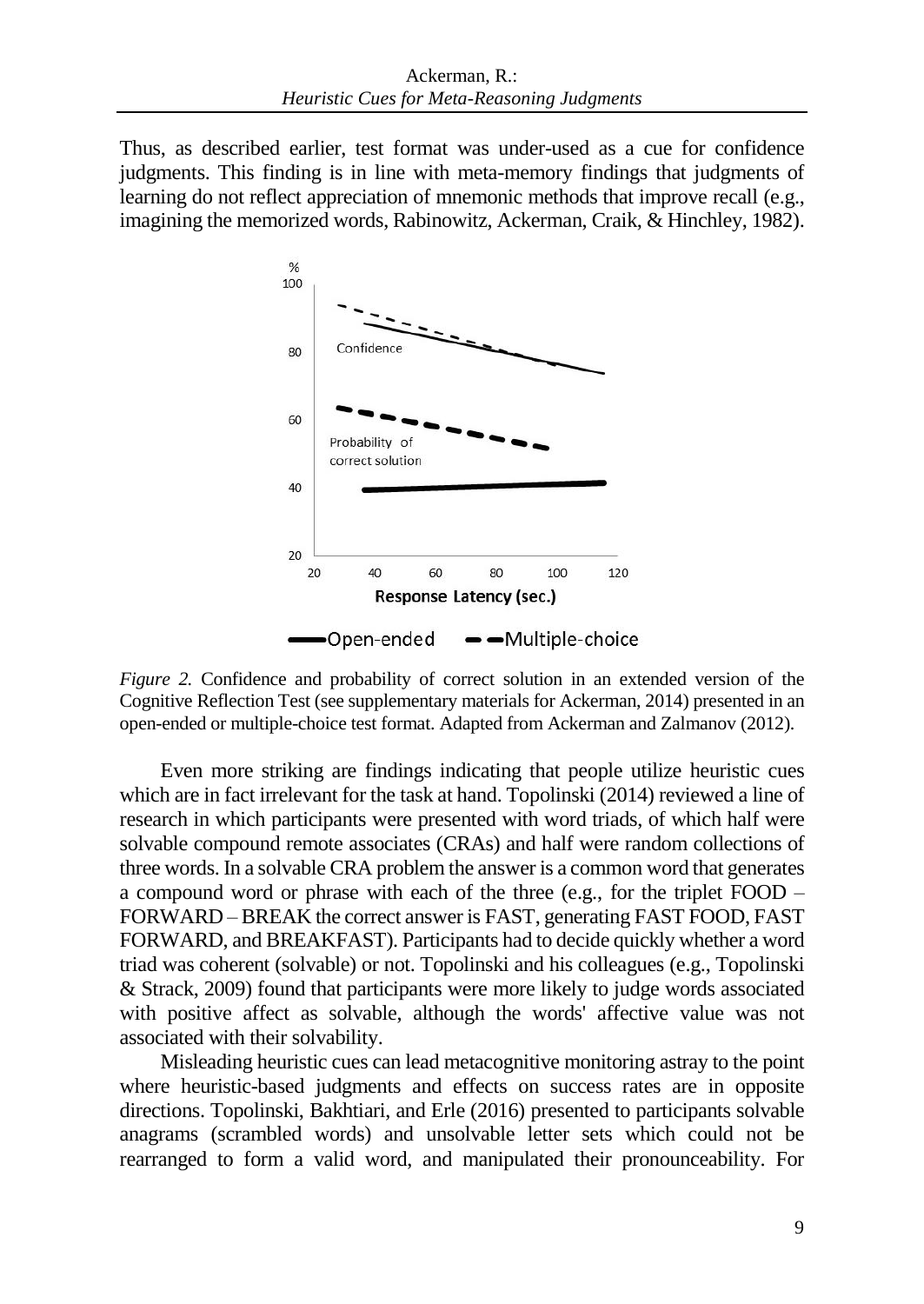Thus, as described earlier, test format was under-used as a cue for confidence judgments. This finding is in line with meta-memory findings that judgments of learning do not reflect appreciation of mnemonic methods that improve recall (e.g., imagining the memorized words, Rabinowitz, Ackerman, Craik, & Hinchley, 1982).

*Figure 2.* Confidence and probability of correct solution in an extended version of the Cognitive Reflection Test (see supplementary materials for Ackerman, 2014) presented in an open-ended or multiple-choice test format. Adapted from Ackerman and Zalmanov (2012).

Even more striking are findings indicating that people utilize heuristic cues which are in fact irrelevant for the task at hand. Topolinski (2014) reviewed a line of research in which participants were presented with word triads, of which half were solvable compound remote associates (CRAs) and half were random collections of three words. In a solvable CRA problem the answer is a common word that generates a compound word or phrase with each of the three (e.g., for the triplet FOOD – FORWARD – BREAK the correct answer is FAST, generating FAST FOOD, FAST FORWARD, and BREAKFAST). Participants had to decide quickly whether a word triad was coherent (solvable) or not. Topolinski and his colleagues (e.g., Topolinski & Strack, 2009) found that participants were more likely to judge words associated with positive affect as solvable, although the words' affective value was not associated with their solvability.

Misleading heuristic cues can lead metacognitive monitoring astray to the point where heuristic-based judgments and effects on success rates are in opposite directions. Topolinski, Bakhtiari, and Erle (2016) presented to participants solvable anagrams (scrambled words) and unsolvable letter sets which could not be rearranged to form a valid word, and manipulated their pronounceability. For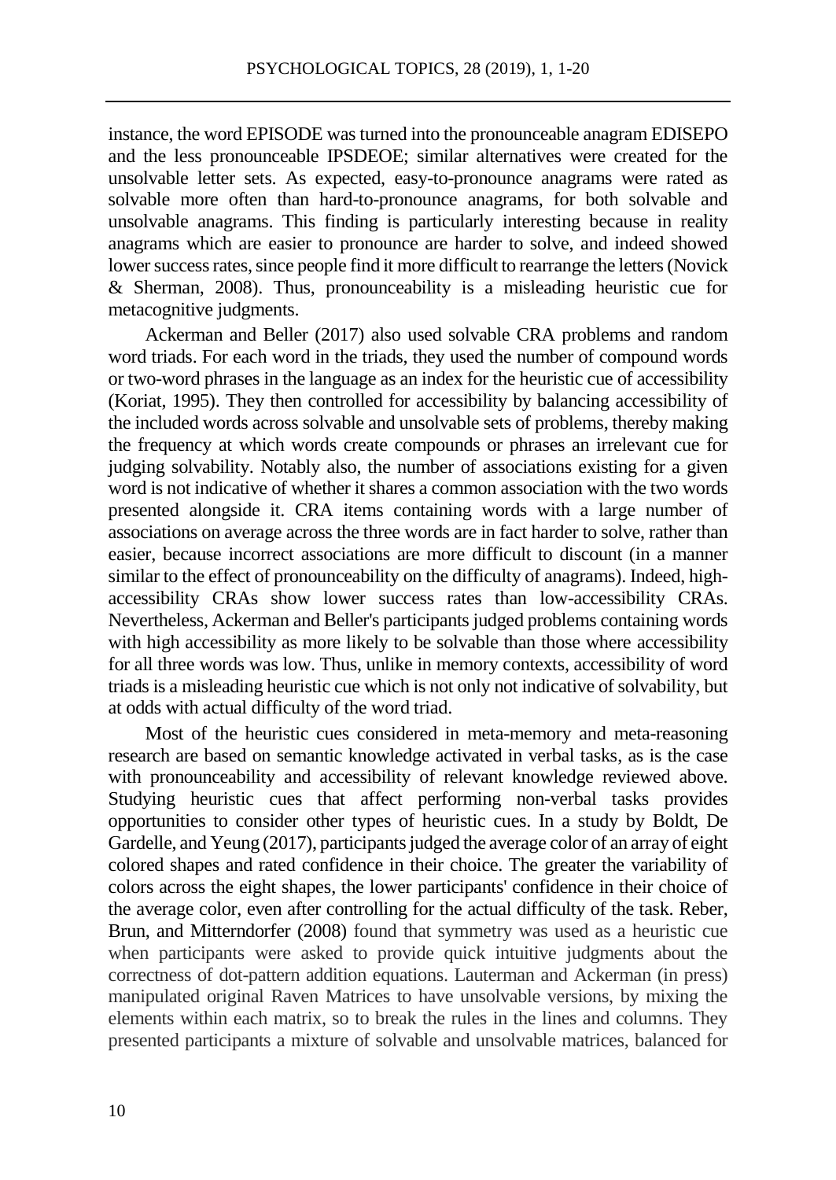instance, the word EPISODE was turned into the pronounceable anagram EDISEPO and the less pronounceable IPSDEOE; similar alternatives were created for the unsolvable letter sets. As expected, easy-to-pronounce anagrams were rated as solvable more often than hard-to-pronounce anagrams, for both solvable and unsolvable anagrams. This finding is particularly interesting because in reality anagrams which are easier to pronounce are harder to solve, and indeed showed lower success rates, since people find it more difficult to rearrange the letters (Novick & Sherman, 2008). Thus, pronounceability is a misleading heuristic cue for metacognitive judgments.

Ackerman and Beller (2017) also used solvable CRA problems and random word triads. For each word in the triads, they used the number of compound words or two-word phrases in the language as an index for the heuristic cue of accessibility (Koriat, 1995). They then controlled for accessibility by balancing accessibility of the included words across solvable and unsolvable sets of problems, thereby making the frequency at which words create compounds or phrases an irrelevant cue for judging solvability. Notably also, the number of associations existing for a given word is not indicative of whether it shares a common association with the two words presented alongside it. CRA items containing words with a large number of associations on average across the three words are in fact harder to solve, rather than easier, because incorrect associations are more difficult to discount (in a manner similar to the effect of pronounceability on the difficulty of anagrams). Indeed, high-accessibility CRAs show lower success rates than low-accessibility CRAs. Nevertheless, Ackerman and Beller's participants judged problems containing words with high accessibility as more likely to be solvable than those where accessibility for all three words was low. Thus, unlike in memory contexts, accessibility of word triads is a misleading heuristic cue which is not only not indicative of solvability, but at odds with actual difficulty of the word triad.

Most of the heuristic cues considered in meta-memory and meta-reasoning research are based on semantic knowledge activated in verbal tasks, as is the case with pronounceability and accessibility of relevant knowledge reviewed above. Studying heuristic cues that affect performing non-verbal tasks provides opportunities to consider other types of heuristic cues. In a study by Boldt, De Gardelle, and Yeung (2017), participants judged the average color of an array of eight colored shapes and rated confidence in their choice. The greater the variability of colors across the eight shapes, the lower participants' confidence in their choice of the average color, even after controlling for the actual difficulty of the task. Reber, Brun, and Mitterndorfer (2008) found that symmetry was used as a heuristic cue when participants were asked to provide quick intuitive judgments about the correctness of dot-pattern addition equations. Lauterman and Ackerman (in press) manipulated original Raven Matrices to have unsolvable versions, by mixing the elements within each matrix, so to break the rules in the lines and columns. They presented participants a mixture of solvable and unsolvable matrices, balanced for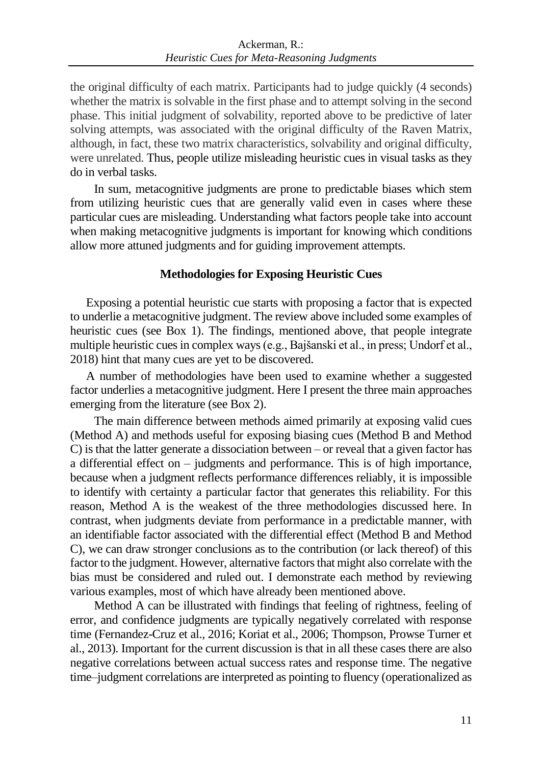the original difficulty of each matrix. Participants had to judge quickly (4 seconds) whether the matrix is solvable in the first phase and to attempt solving in the second phase. This initial judgment of solvability, reported above to be predictive of later solving attempts, was associated with the original difficulty of the Raven Matrix, although, in fact, these two matrix characteristics, solvability and original difficulty, were unrelated. Thus, people utilize misleading heuristic cues in visual tasks as they do in verbal tasks.

In sum, metacognitive judgments are prone to predictable biases which stem from utilizing heuristic cues that are generally valid even in cases where these particular cues are misleading. Understanding what factors people take into account when making metacognitive judgments is important for knowing which conditions allow more attuned judgments and for guiding improvement attempts.

## Methodologies for Exposing Heuristic Cues

Exposing a potential heuristic cue starts with proposing a factor that is expected to underlie a metacognitive judgment. The review above included some examples of heuristic cues (see Box 1). The findings, mentioned above, that people integrate multiple heuristic cues in complex ways (e.g., Bajšanski et al., in press; Undorf et al., 2018) hint that many cues are yet to be discovered.

A number of methodologies have been used to examine whether a suggested factor underlies a metacognitive judgment. Here I present the three main approaches emerging from the literature (see Box 2).

The main difference between methods aimed primarily at exposing valid cues (Method A) and methods useful for exposing biasing cues (Method B and Method C) is that the latter generate a dissociation between – or reveal that a given factor has a differential effect on – judgments and performance. This is of high importance, because when a judgment reflects performance differences reliably, it is impossible to identify with certainty a particular factor that generates this reliability. For this reason, Method A is the weakest of the three methodologies discussed here. In contrast, when judgments deviate from performance in a predictable manner, with an identifiable factor associated with the differential effect (Method B and Method C), we can draw stronger conclusions as to the contribution (or lack thereof) of this factor to the judgment. However, alternative factors that might also correlate with the bias must be considered and ruled out. I demonstrate each method by reviewing various examples, most of which have already been mentioned above.

Method A can be illustrated with findings that feeling of rightness, feeling of error, and confidence judgments are typically negatively correlated with response time (Fernandez-Cruz et al., 2016; Koriat et al., 2006; Thompson, Prowse Turner et al., 2013). Important for the current discussion is that in all these cases there are also negative correlations between actual success rates and response time. The negative time–judgment correlations are interpreted as pointing to fluency (operationalized as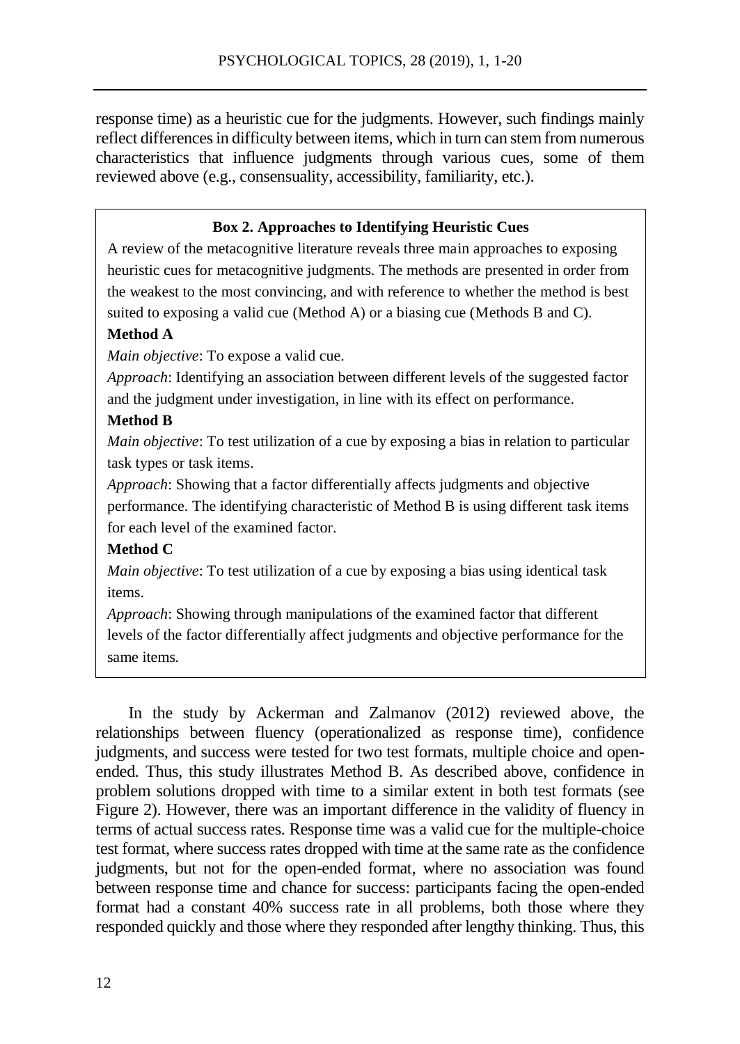response time) as a heuristic cue for the judgments. However, such findings mainly reflect differences in difficulty between items, which in turn can stem from numerous characteristics that influence judgments through various cues, some of them reviewed above (e.g., consensuality, accessibility, familiarity, etc.).

> **Box 2. Approaches to Identifying Heuristic Cues**
>
> A review of the metacognitive literature reveals three main approaches to exposing heuristic cues for metacognitive judgments. The methods are presented in order from the weakest to the most convincing, and with reference to whether the method is best suited to exposing a valid cue (Method A) or a biasing cue (Methods B and C).
>
> **Method A**
>
> *Main objective*: To expose a valid cue.
>
> *Approach*: Identifying an association between different levels of the suggested factor and the judgment under investigation, in line with its effect on performance.
>
> **Method B**
>
> *Main objective*: To test utilization of a cue by exposing a bias in relation to particular task types or task items.
>
> *Approach*: Showing that a factor differentially affects judgments and objective performance. The identifying characteristic of Method B is using different task items for each level of the examined factor.
>
> **Method C**
>
> *Main objective*: To test utilization of a cue by exposing a bias using identical task items.
>
> *Approach*: Showing through manipulations of the examined factor that different levels of the factor differentially affect judgments and objective performance for the same items.

In the study by Ackerman and Zalmanov (2012) reviewed above, the relationships between fluency (operationalized as response time), confidence judgments, and success were tested for two test formats, multiple choice and open-ended. Thus, this study illustrates Method B. As described above, confidence in problem solutions dropped with time to a similar extent in both test formats (see Figure 2). However, there was an important difference in the validity of fluency in terms of actual success rates. Response time was a valid cue for the multiple-choice test format, where success rates dropped with time at the same rate as the confidence judgments, but not for the open-ended format, where no association was found between response time and chance for success: participants facing the open-ended format had a constant 40% success rate in all problems, both those where they responded quickly and those where they responded after lengthy thinking. Thus, this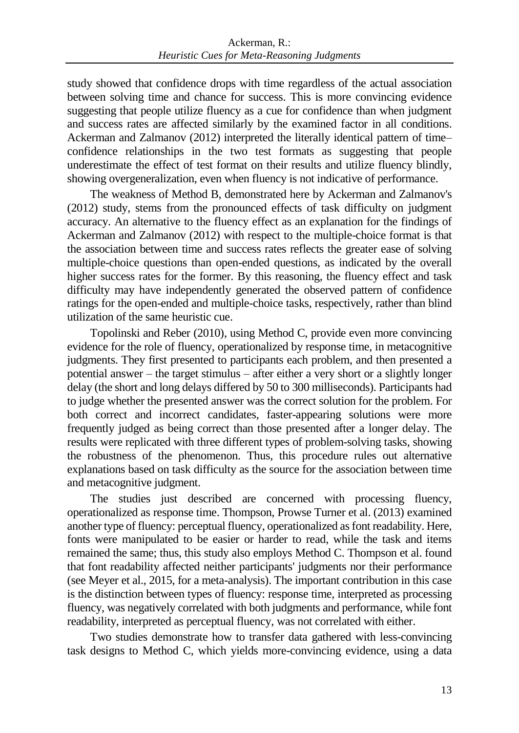study showed that confidence drops with time regardless of the actual association between solving time and chance for success. This is more convincing evidence suggesting that people utilize fluency as a cue for confidence than when judgment and success rates are affected similarly by the examined factor in all conditions. Ackerman and Zalmanov (2012) interpreted the literally identical pattern of time–confidence relationships in the two test formats as suggesting that people underestimate the effect of test format on their results and utilize fluency blindly, showing overgeneralization, even when fluency is not indicative of performance.

The weakness of Method B, demonstrated here by Ackerman and Zalmanov's (2012) study, stems from the pronounced effects of task difficulty on judgment accuracy. An alternative to the fluency effect as an explanation for the findings of Ackerman and Zalmanov (2012) with respect to the multiple-choice format is that the association between time and success rates reflects the greater ease of solving multiple-choice questions than open-ended questions, as indicated by the overall higher success rates for the former. By this reasoning, the fluency effect and task difficulty may have independently generated the observed pattern of confidence ratings for the open-ended and multiple-choice tasks, respectively, rather than blind utilization of the same heuristic cue.

Topolinski and Reber (2010), using Method C, provide even more convincing evidence for the role of fluency, operationalized by response time, in metacognitive judgments. They first presented to participants each problem, and then presented a potential answer – the target stimulus – after either a very short or a slightly longer delay (the short and long delays differed by 50 to 300 milliseconds). Participants had to judge whether the presented answer was the correct solution for the problem. For both correct and incorrect candidates, faster-appearing solutions were more frequently judged as being correct than those presented after a longer delay. The results were replicated with three different types of problem-solving tasks, showing the robustness of the phenomenon. Thus, this procedure rules out alternative explanations based on task difficulty as the source for the association between time and metacognitive judgment.

The studies just described are concerned with processing fluency, operationalized as response time. Thompson, Prowse Turner et al. (2013) examined another type of fluency: perceptual fluency, operationalized as font readability. Here, fonts were manipulated to be easier or harder to read, while the task and items remained the same; thus, this study also employs Method C. Thompson et al. found that font readability affected neither participants' judgments nor their performance (see Meyer et al., 2015, for a meta-analysis). The important contribution in this case is the distinction between types of fluency: response time, interpreted as processing fluency, was negatively correlated with both judgments and performance, while font readability, interpreted as perceptual fluency, was not correlated with either.

Two studies demonstrate how to transfer data gathered with less-convincing task designs to Method C, which yields more-convincing evidence, using a data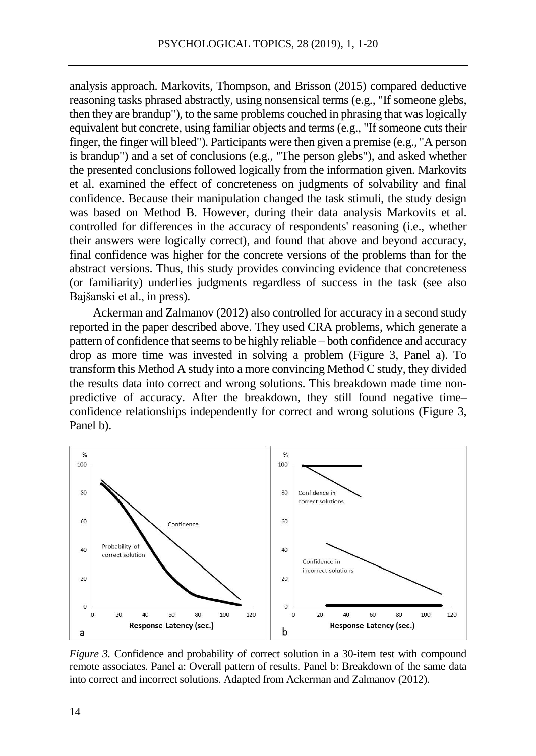analysis approach. Markovits, Thompson, and Brisson (2015) compared deductive reasoning tasks phrased abstractly, using nonsensical terms (e.g., "If someone glebs, then they are brandup"), to the same problems couched in phrasing that was logically equivalent but concrete, using familiar objects and terms (e.g., "If someone cuts their finger, the finger will bleed"). Participants were then given a premise (e.g., "A person is brandup") and a set of conclusions (e.g., "The person glebs"), and asked whether the presented conclusions followed logically from the information given. Markovits et al. examined the effect of concreteness on judgments of solvability and final confidence. Because their manipulation changed the task stimuli, the study design was based on Method B. However, during their data analysis Markovits et al. controlled for differences in the accuracy of respondents' reasoning (i.e., whether their answers were logically correct), and found that above and beyond accuracy, final confidence was higher for the concrete versions of the problems than for the abstract versions. Thus, this study provides convincing evidence that concreteness (or familiarity) underlies judgments regardless of success in the task (see also Bajšanski et al., in press).

Ackerman and Zalmanov (2012) also controlled for accuracy in a second study reported in the paper described above. They used CRA problems, which generate a pattern of confidence that seems to be highly reliable – both confidence and accuracy drop as more time was invested in solving a problem (Figure 3, Panel a). To transform this Method A study into a more convincing Method C study, they divided the results data into correct and wrong solutions. This breakdown made time non-predictive of accuracy. After the breakdown, they still found negative time–confidence relationships independently for correct and wrong solutions (Figure 3, Panel b).

*Figure 3.* Confidence and probability of correct solution in a 30-item test with compound remote associates. Panel a: Overall pattern of results. Panel b: Breakdown of the same data into correct and incorrect solutions. Adapted from Ackerman and Zalmanov (2012).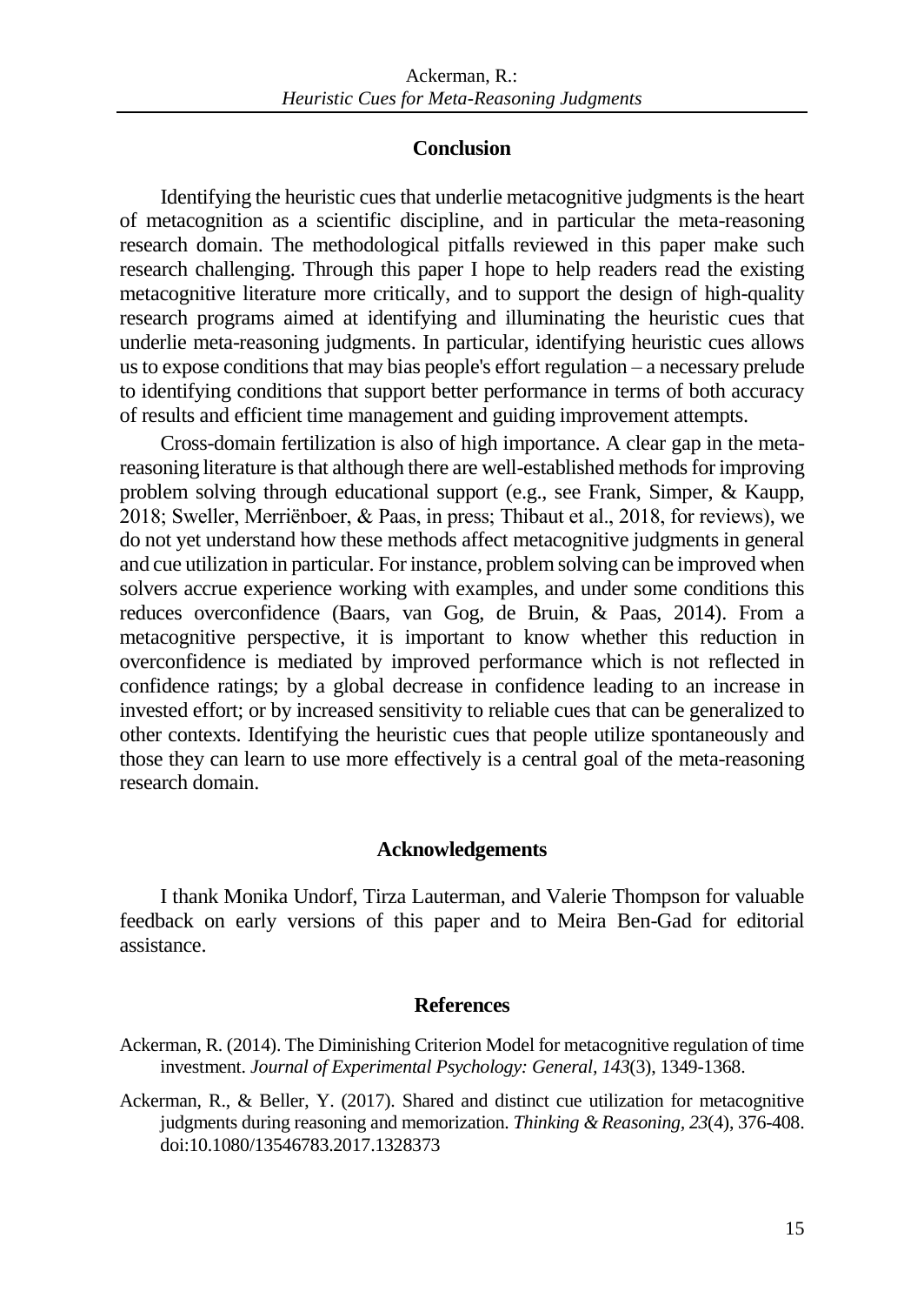## Conclusion

Identifying the heuristic cues that underlie metacognitive judgments is the heart of metacognition as a scientific discipline, and in particular the meta-reasoning research domain. The methodological pitfalls reviewed in this paper make such research challenging. Through this paper I hope to help readers read the existing metacognitive literature more critically, and to support the design of high-quality research programs aimed at identifying and illuminating the heuristic cues that underlie meta-reasoning judgments. In particular, identifying heuristic cues allows us to expose conditions that may bias people's effort regulation – a necessary prelude to identifying conditions that support better performance in terms of both accuracy of results and efficient time management and guiding improvement attempts.

Cross-domain fertilization is also of high importance. A clear gap in the meta-reasoning literature is that although there are well-established methods for improving problem solving through educational support (e.g., see Frank, Simper, & Kaupp, 2018; Sweller, Merriënboer, & Paas, in press; Thibaut et al., 2018, for reviews), we do not yet understand how these methods affect metacognitive judgments in general and cue utilization in particular. For instance, problem solving can be improved when solvers accrue experience working with examples, and under some conditions this reduces overconfidence (Baars, van Gog, de Bruin, & Paas, 2014). From a metacognitive perspective, it is important to know whether this reduction in overconfidence is mediated by improved performance which is not reflected in confidence ratings; by a global decrease in confidence leading to an increase in invested effort; or by increased sensitivity to reliable cues that can be generalized to other contexts. Identifying the heuristic cues that people utilize spontaneously and those they can learn to use more effectively is a central goal of the meta-reasoning research domain.

## Acknowledgements

I thank Monika Undorf, Tirza Lauterman, and Valerie Thompson for valuable feedback on early versions of this paper and to Meira Ben-Gad for editorial assistance.

## References

Ackerman, R. (2014). The Diminishing Criterion Model for metacognitive regulation of time investment. *Journal of Experimental Psychology: General, 143*(3), 1349-1368.

Ackerman, R., & Beller, Y. (2017). Shared and distinct cue utilization for metacognitive judgments during reasoning and memorization. *Thinking & Reasoning, 23*(4), 376-408. doi:10.1080/13546783.2017.1328373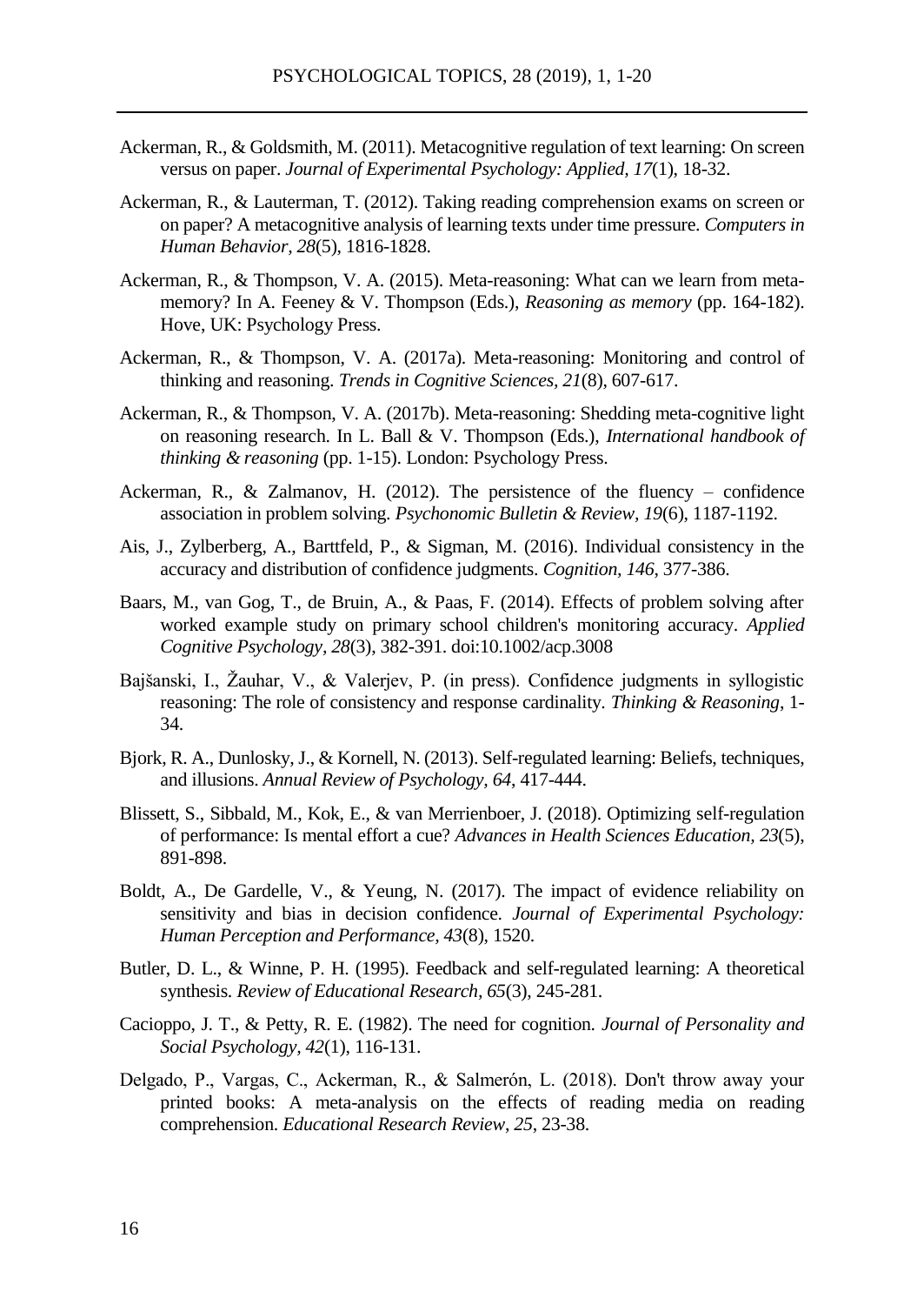Ackerman, R., & Goldsmith, M. (2011). Metacognitive regulation of text learning: On screen versus on paper. *Journal of Experimental Psychology: Applied, 17*(1), 18-32.

Ackerman, R., & Lauterman, T. (2012). Taking reading comprehension exams on screen or on paper? A metacognitive analysis of learning texts under time pressure. *Computers in Human Behavior, 28*(5), 1816-1828.

Ackerman, R., & Thompson, V. A. (2015). Meta-reasoning: What can we learn from meta-memory? In A. Feeney & V. Thompson (Eds.), *Reasoning as memory* (pp. 164-182). Hove, UK: Psychology Press.

Ackerman, R., & Thompson, V. A. (2017a). Meta-reasoning: Monitoring and control of thinking and reasoning. *Trends in Cognitive Sciences, 21*(8), 607-617.

Ackerman, R., & Thompson, V. A. (2017b). Meta-reasoning: Shedding meta-cognitive light on reasoning research. In L. Ball & V. Thompson (Eds.), *International handbook of thinking & reasoning* (pp. 1-15). London: Psychology Press.

Ackerman, R., & Zalmanov, H. (2012). The persistence of the fluency – confidence association in problem solving. *Psychonomic Bulletin & Review, 19*(6), 1187-1192.

Ais, J., Zylberberg, A., Barttfeld, P., & Sigman, M. (2016). Individual consistency in the accuracy and distribution of confidence judgments. *Cognition, 146*, 377-386.

Baars, M., van Gog, T., de Bruin, A., & Paas, F. (2014). Effects of problem solving after worked example study on primary school children's monitoring accuracy. *Applied Cognitive Psychology, 28*(3), 382-391. doi:10.1002/acp.3008

Bajšanski, I., Žauhar, V., & Valerjev, P. (in press). Confidence judgments in syllogistic reasoning: The role of consistency and response cardinality. *Thinking & Reasoning*, 1-34.

Bjork, R. A., Dunlosky, J., & Kornell, N. (2013). Self-regulated learning: Beliefs, techniques, and illusions. *Annual Review of Psychology, 64*, 417-444.

Blissett, S., Sibbald, M., Kok, E., & van Merrienboer, J. (2018). Optimizing self-regulation of performance: Is mental effort a cue? *Advances in Health Sciences Education, 23*(5), 891-898.

Boldt, A., De Gardelle, V., & Yeung, N. (2017). The impact of evidence reliability on sensitivity and bias in decision confidence. *Journal of Experimental Psychology: Human Perception and Performance, 43*(8), 1520.

Butler, D. L., & Winne, P. H. (1995). Feedback and self-regulated learning: A theoretical synthesis. *Review of Educational Research, 65*(3), 245-281.

Cacioppo, J. T., & Petty, R. E. (1982). The need for cognition. *Journal of Personality and Social Psychology, 42*(1), 116-131.

Delgado, P., Vargas, C., Ackerman, R., & Salmerón, L. (2018). Don't throw away your printed books: A meta-analysis on the effects of reading media on reading comprehension. *Educational Research Review, 25*, 23-38.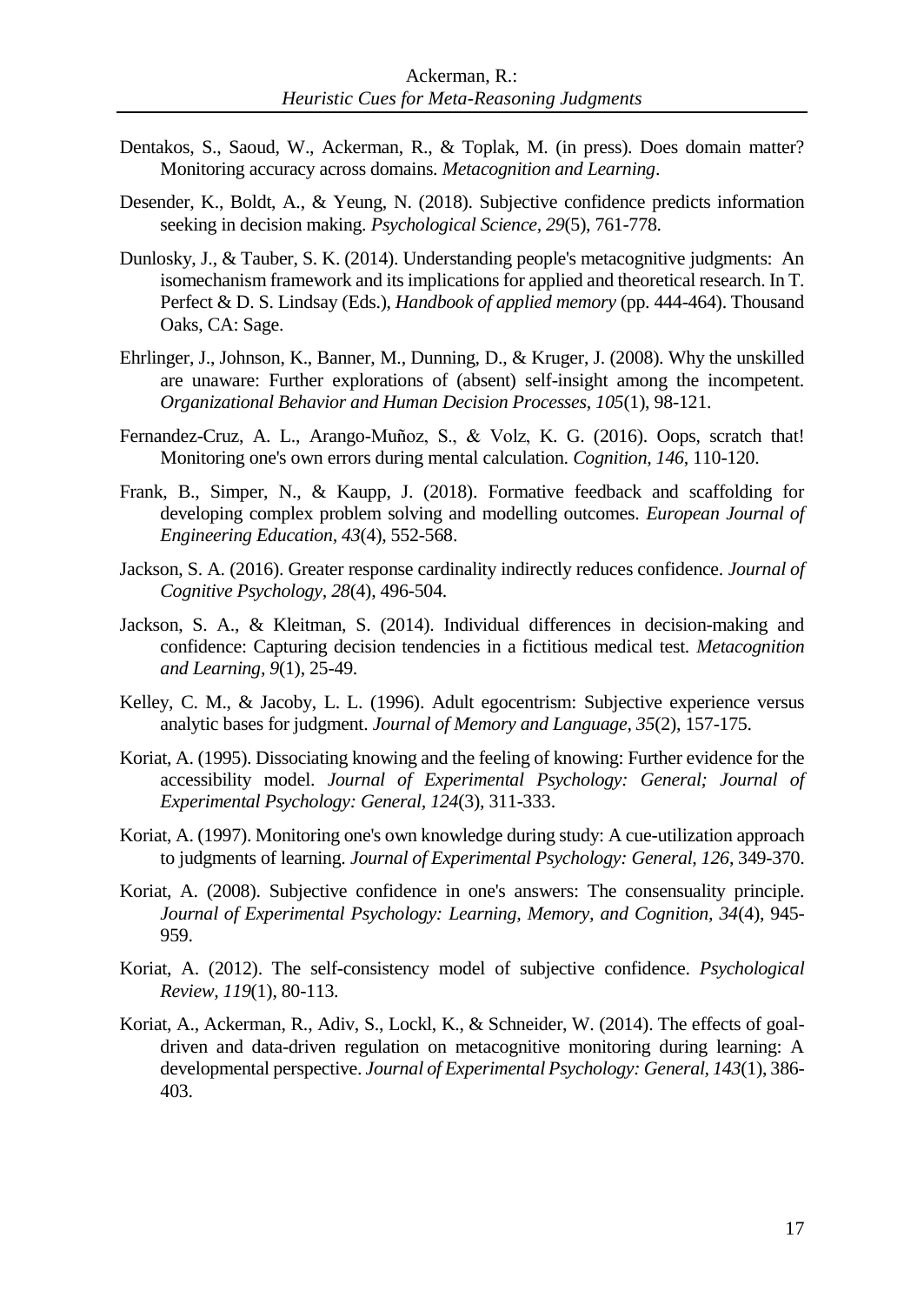Dentakos, S., Saoud, W., Ackerman, R., & Toplak, M. (in press). Does domain matter? Monitoring accuracy across domains. *Metacognition and Learning*.

Desender, K., Boldt, A., & Yeung, N. (2018). Subjective confidence predicts information seeking in decision making. *Psychological Science*, *29*(5), 761-778.

Dunlosky, J., & Tauber, S. K. (2014). Understanding people's metacognitive judgments: An isomechanism framework and its implications for applied and theoretical research. In T. Perfect & D. S. Lindsay (Eds.), *Handbook of applied memory* (pp. 444-464). Thousand Oaks, CA: Sage.

Ehrlinger, J., Johnson, K., Banner, M., Dunning, D., & Kruger, J. (2008). Why the unskilled are unaware: Further explorations of (absent) self-insight among the incompetent. *Organizational Behavior and Human Decision Processes*, *105*(1), 98-121.

Fernandez-Cruz, A. L., Arango-Muñoz, S., & Volz, K. G. (2016). Oops, scratch that! Monitoring one's own errors during mental calculation. *Cognition*, *146*, 110-120.

Frank, B., Simper, N., & Kaupp, J. (2018). Formative feedback and scaffolding for developing complex problem solving and modelling outcomes. *European Journal of Engineering Education*, *43*(4), 552-568.

Jackson, S. A. (2016). Greater response cardinality indirectly reduces confidence. *Journal of Cognitive Psychology, 28*(4), 496-504.

Jackson, S. A., & Kleitman, S. (2014). Individual differences in decision-making and confidence: Capturing decision tendencies in a fictitious medical test. *Metacognition and Learning, 9*(1), 25-49.

Kelley, C. M., & Jacoby, L. L. (1996). Adult egocentrism: Subjective experience versus analytic bases for judgment. *Journal of Memory and Language, 35*(2), 157-175.

Koriat, A. (1995). Dissociating knowing and the feeling of knowing: Further evidence for the accessibility model. *Journal of Experimental Psychology: General; Journal of Experimental Psychology: General*, *124*(3), 311-333.

Koriat, A. (1997). Monitoring one's own knowledge during study: A cue-utilization approach to judgments of learning. *Journal of Experimental Psychology: General, 126*, 349-370.

Koriat, A. (2008). Subjective confidence in one's answers: The consensuality principle. *Journal of Experimental Psychology: Learning, Memory, and Cognition, 34*(4), 945-959.

Koriat, A. (2012). The self-consistency model of subjective confidence. *Psychological Review*, *119*(1), 80-113.

Koriat, A., Ackerman, R., Adiv, S., Lockl, K., & Schneider, W. (2014). The effects of goal-driven and data-driven regulation on metacognitive monitoring during learning: A developmental perspective. *Journal of Experimental Psychology: General*, *143*(1), 386-403.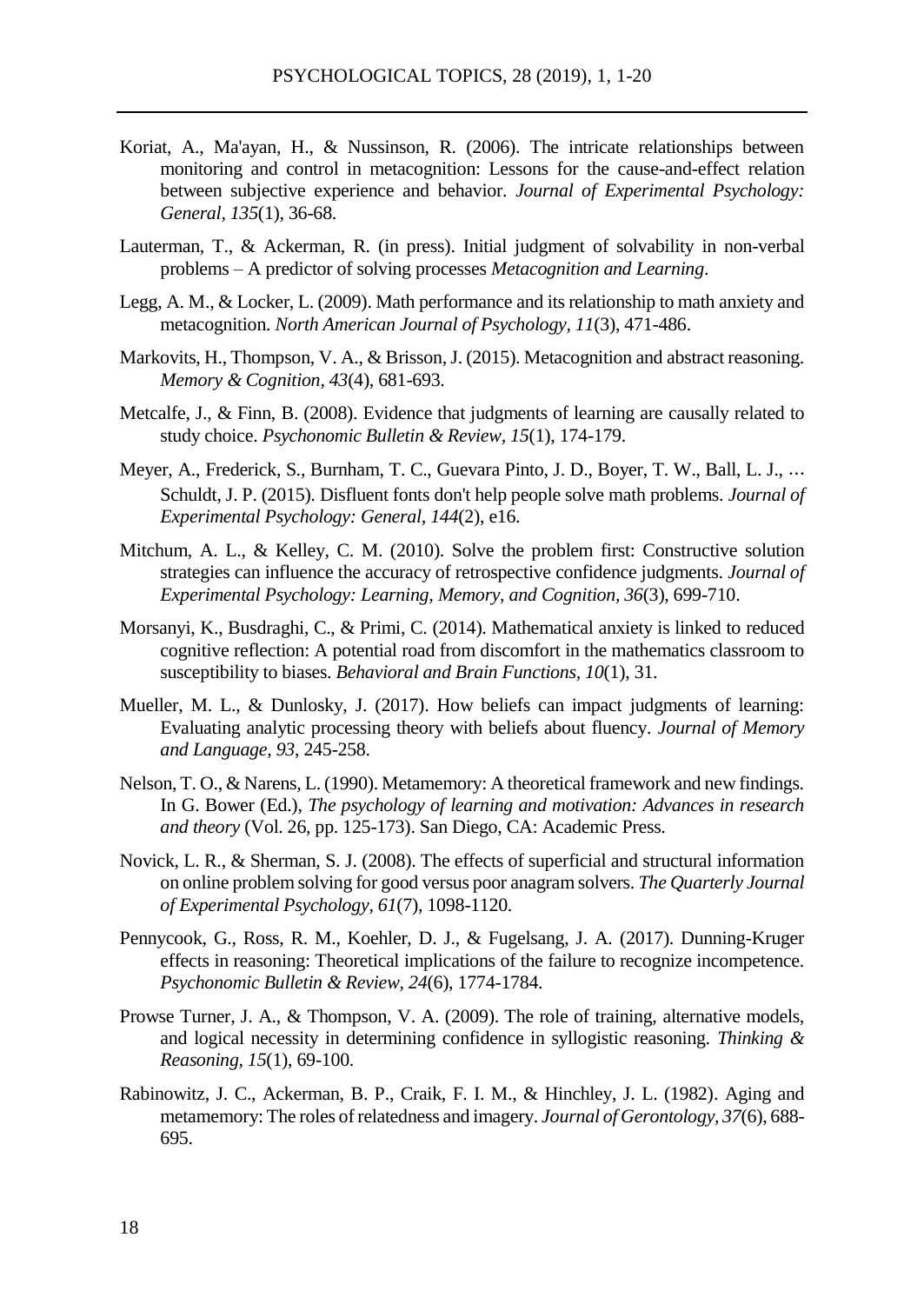Koriat, A., Ma'ayan, H., & Nussinson, R. (2006). The intricate relationships between monitoring and control in metacognition: Lessons for the cause-and-effect relation between subjective experience and behavior. *Journal of Experimental Psychology: General*, *135*(1), 36-68.

Lauterman, T., & Ackerman, R. (in press). Initial judgment of solvability in non-verbal problems – A predictor of solving processes *Metacognition and Learning*.

Legg, A. M., & Locker, L. (2009). Math performance and its relationship to math anxiety and metacognition. *North American Journal of Psychology*, *11*(3), 471-486.

Markovits, H., Thompson, V. A., & Brisson, J. (2015). Metacognition and abstract reasoning. *Memory & Cognition*, *43*(4), 681-693.

Metcalfe, J., & Finn, B. (2008). Evidence that judgments of learning are causally related to study choice. *Psychonomic Bulletin & Review*, *15*(1), 174-179.

Meyer, A., Frederick, S., Burnham, T. C., Guevara Pinto, J. D., Boyer, T. W., Ball, L. J., … Schuldt, J. P. (2015). Disfluent fonts don't help people solve math problems. *Journal of Experimental Psychology: General*, *144*(2), e16.

Mitchum, A. L., & Kelley, C. M. (2010). Solve the problem first: Constructive solution strategies can influence the accuracy of retrospective confidence judgments. *Journal of Experimental Psychology: Learning, Memory, and Cognition*, *36*(3), 699-710.

Morsanyi, K., Busdraghi, C., & Primi, C. (2014). Mathematical anxiety is linked to reduced cognitive reflection: A potential road from discomfort in the mathematics classroom to susceptibility to biases. *Behavioral and Brain Functions*, *10*(1), 31.

Mueller, M. L., & Dunlosky, J. (2017). How beliefs can impact judgments of learning: Evaluating analytic processing theory with beliefs about fluency. *Journal of Memory and Language*, *93*, 245-258.

Nelson, T. O., & Narens, L. (1990). Metamemory: A theoretical framework and new findings. In G. Bower (Ed.), *The psychology of learning and motivation: Advances in research and theory* (Vol. 26, pp. 125-173). San Diego, CA: Academic Press.

Novick, L. R., & Sherman, S. J. (2008). The effects of superficial and structural information on online problem solving for good versus poor anagram solvers. *The Quarterly Journal of Experimental Psychology*, *61*(7), 1098-1120.

Pennycook, G., Ross, R. M., Koehler, D. J., & Fugelsang, J. A. (2017). Dunning-Kruger effects in reasoning: Theoretical implications of the failure to recognize incompetence. *Psychonomic Bulletin & Review*, *24*(6), 1774-1784.

Prowse Turner, J. A., & Thompson, V. A. (2009). The role of training, alternative models, and logical necessity in determining confidence in syllogistic reasoning. *Thinking & Reasoning*, *15*(1), 69-100.

Rabinowitz, J. C., Ackerman, B. P., Craik, F. I. M., & Hinchley, J. L. (1982). Aging and metamemory: The roles of relatedness and imagery. *Journal of Gerontology*, *37*(6), 688-695.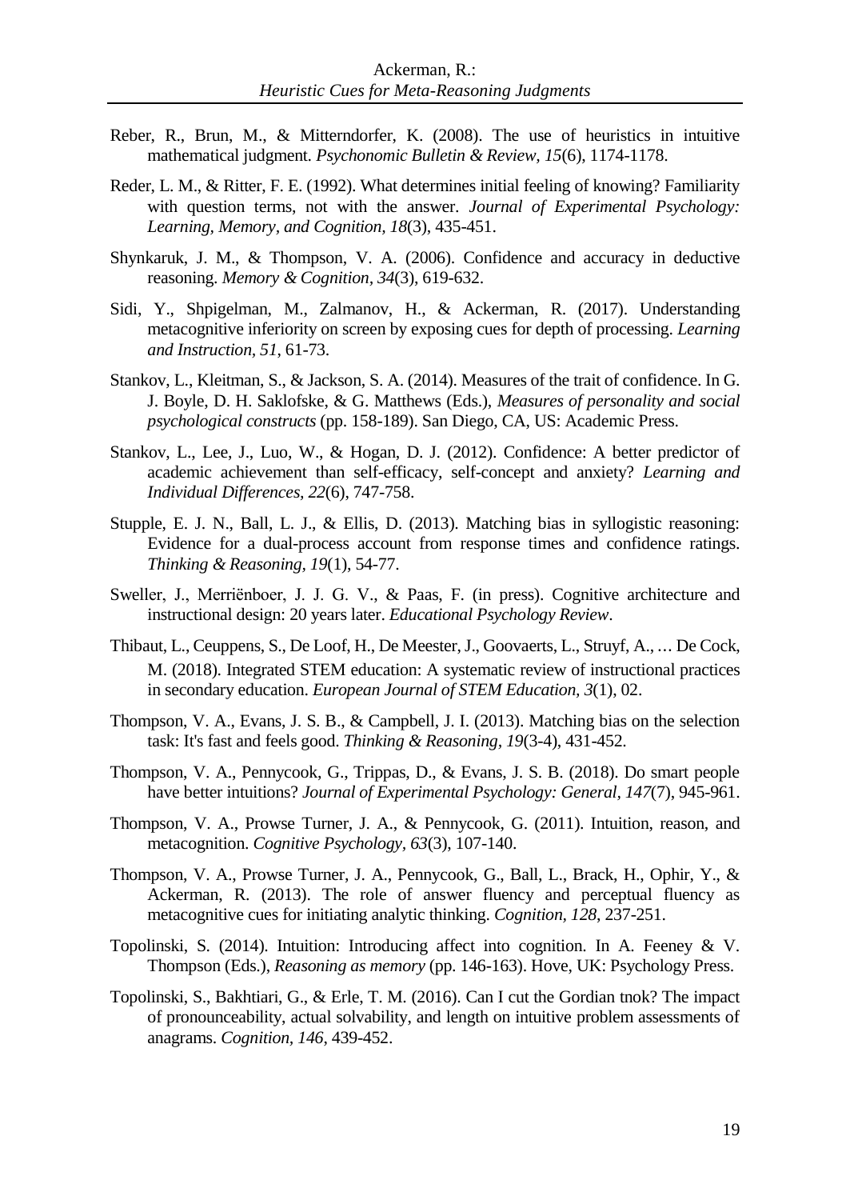Reber, R., Brun, M., & Mitterndorfer, K. (2008). The use of heuristics in intuitive mathematical judgment. *Psychonomic Bulletin & Review, 15*(6), 1174-1178.

Reder, L. M., & Ritter, F. E. (1992). What determines initial feeling of knowing? Familiarity with question terms, not with the answer. *Journal of Experimental Psychology: Learning, Memory, and Cognition, 18*(3), 435-451.

Shynkaruk, J. M., & Thompson, V. A. (2006). Confidence and accuracy in deductive reasoning. *Memory & Cognition, 34*(3), 619-632.

Sidi, Y., Shpigelman, M., Zalmanov, H., & Ackerman, R. (2017). Understanding metacognitive inferiority on screen by exposing cues for depth of processing. *Learning and Instruction, 51*, 61-73.

Stankov, L., Kleitman, S., & Jackson, S. A. (2014). Measures of the trait of confidence. In G. J. Boyle, D. H. Saklofske, & G. Matthews (Eds.), *Measures of personality and social psychological constructs* (pp. 158-189). San Diego, CA, US: Academic Press.

Stankov, L., Lee, J., Luo, W., & Hogan, D. J. (2012). Confidence: A better predictor of academic achievement than self-efficacy, self-concept and anxiety? *Learning and Individual Differences, 22*(6), 747-758.

Stupple, E. J. N., Ball, L. J., & Ellis, D. (2013). Matching bias in syllogistic reasoning: Evidence for a dual-process account from response times and confidence ratings. *Thinking & Reasoning, 19*(1), 54-77.

Sweller, J., Merriënboer, J. J. G. V., & Paas, F. (in press). Cognitive architecture and instructional design: 20 years later. *Educational Psychology Review*.

Thibaut, L., Ceuppens, S., De Loof, H., De Meester, J., Goovaerts, L., Struyf, A., … De Cock, M. (2018). Integrated STEM education: A systematic review of instructional practices in secondary education. *European Journal of STEM Education, 3*(1), 02.

Thompson, V. A., Evans, J. S. B., & Campbell, J. I. (2013). Matching bias on the selection task: It's fast and feels good. *Thinking & Reasoning, 19*(3-4), 431-452.

Thompson, V. A., Pennycook, G., Trippas, D., & Evans, J. S. B. (2018). Do smart people have better intuitions? *Journal of Experimental Psychology: General, 147*(7), 945-961.

Thompson, V. A., Prowse Turner, J. A., & Pennycook, G. (2011). Intuition, reason, and metacognition. *Cognitive Psychology, 63*(3), 107-140.

Thompson, V. A., Prowse Turner, J. A., Pennycook, G., Ball, L., Brack, H., Ophir, Y., & Ackerman, R. (2013). The role of answer fluency and perceptual fluency as metacognitive cues for initiating analytic thinking. *Cognition, 128*, 237-251.

Topolinski, S. (2014). Intuition: Introducing affect into cognition. In A. Feeney & V. Thompson (Eds.), *Reasoning as memory* (pp. 146-163). Hove, UK: Psychology Press.

Topolinski, S., Bakhtiari, G., & Erle, T. M. (2016). Can I cut the Gordian tnok? The impact of pronounceability, actual solvability, and length on intuitive problem assessments of anagrams. *Cognition, 146*, 439-452.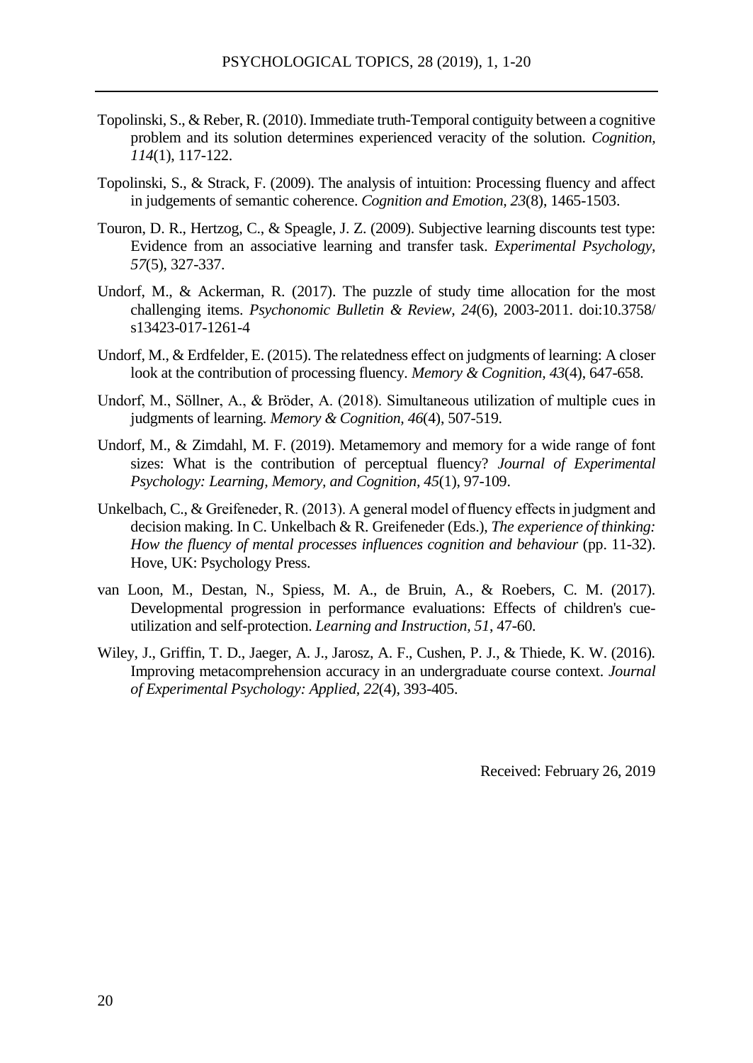Topolinski, S., & Reber, R. (2010). Immediate truth-Temporal contiguity between a cognitive problem and its solution determines experienced veracity of the solution. *Cognition, 114*(1), 117-122.

Topolinski, S., & Strack, F. (2009). The analysis of intuition: Processing fluency and affect in judgements of semantic coherence. *Cognition and Emotion, 23*(8), 1465-1503.

Touron, D. R., Hertzog, C., & Speagle, J. Z. (2009). Subjective learning discounts test type: Evidence from an associative learning and transfer task. *Experimental Psychology, 57*(5), 327-337.

Undorf, M., & Ackerman, R. (2017). The puzzle of study time allocation for the most challenging items. *Psychonomic Bulletin & Review, 24*(6), 2003-2011. doi:10.3758/s13423-017-1261-4

Undorf, M., & Erdfelder, E. (2015). The relatedness effect on judgments of learning: A closer look at the contribution of processing fluency. *Memory & Cognition, 43*(4), 647-658.

Undorf, M., Söllner, A., & Bröder, A. (2018). Simultaneous utilization of multiple cues in judgments of learning. *Memory & Cognition, 46*(4), 507-519.

Undorf, M., & Zimdahl, M. F. (2019). Metamemory and memory for a wide range of font sizes: What is the contribution of perceptual fluency? *Journal of Experimental Psychology: Learning, Memory, and Cognition, 45*(1), 97-109.

Unkelbach, C., & Greifeneder, R. (2013). A general model of fluency effects in judgment and decision making. In C. Unkelbach & R. Greifeneder (Eds.), *The experience of thinking: How the fluency of mental processes influences cognition and behaviour* (pp. 11-32). Hove, UK: Psychology Press.

van Loon, M., Destan, N., Spiess, M. A., de Bruin, A., & Roebers, C. M. (2017). Developmental progression in performance evaluations: Effects of children's cue-utilization and self-protection. *Learning and Instruction, 51*, 47-60.

Wiley, J., Griffin, T. D., Jaeger, A. J., Jarosz, A. F., Cushen, P. J., & Thiede, K. W. (2016). Improving metacomprehension accuracy in an undergraduate course context. *Journal of Experimental Psychology: Applied, 22*(4), 393-405.

Received: February 26, 2019